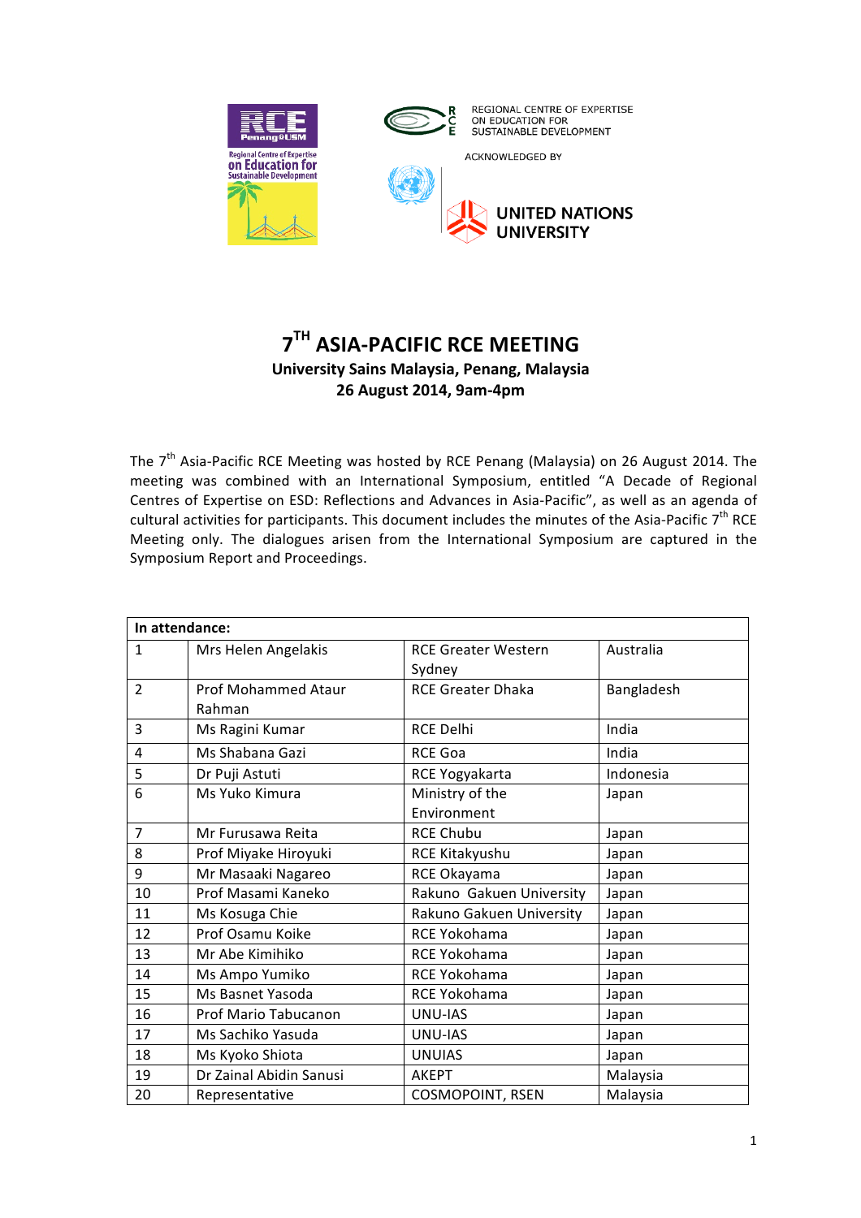REGIONAL CENTRE OF EXPERTISE ON EDUCATION FOR SUSTAINABLE DEVELOPMENT

ACKNOWLEDGED BY

UNITED NATIONS UNIVERSITY

# 7TH ASIA-PACIFIC RCE MEETING

**University Sains Malaysia, Penang, Malaysia**

**26 August 2014, 9am-4pm**

The 7th Asia-Pacific RCE Meeting was hosted by RCE Penang (Malaysia) on 26 August 2014. The meeting was combined with an International Symposium, entitled "A Decade of Regional Centres of Expertise on ESD: Reflections and Advances in Asia-Pacific", as well as an agenda of cultural activities for participants. This document includes the minutes of the Asia-Pacific 7th RCE Meeting only. The dialogues arisen from the International Symposium are captured in the Symposium Report and Proceedings.

| In attendance: | | | |
|---|---|---|---|
| 1 | Mrs Helen Angelakis | RCE Greater Western Sydney | Australia |
| 2 | Prof Mohammed Ataur Rahman | RCE Greater Dhaka | Bangladesh |
| 3 | Ms Ragini Kumar | RCE Delhi | India |
| 4 | Ms Shabana Gazi | RCE Goa | India |
| 5 | Dr Puji Astuti | RCE Yogyakarta | Indonesia |
| 6 | Ms Yuko Kimura | Ministry of the Environment | Japan |
| 7 | Mr Furusawa Reita | RCE Chubu | Japan |
| 8 | Prof Miyake Hiroyuki | RCE Kitakyushu | Japan |
| 9 | Mr Masaaki Nagareo | RCE Okayama | Japan |
| 10 | Prof Masami Kaneko | Rakuno Gakuen University | Japan |
| 11 | Ms Kosuga Chie | Rakuno Gakuen University | Japan |
| 12 | Prof Osamu Koike | RCE Yokohama | Japan |
| 13 | Mr Abe Kimihiko | RCE Yokohama | Japan |
| 14 | Ms Ampo Yumiko | RCE Yokohama | Japan |
| 15 | Ms Basnet Yasoda | RCE Yokohama | Japan |
| 16 | Prof Mario Tabucanon | UNU-IAS | Japan |
| 17 | Ms Sachiko Yasuda | UNU-IAS | Japan |
| 18 | Ms Kyoko Shiota | UNUIAS | Japan |
| 19 | Dr Zainal Abidin Sanusi | AKEPT | Malaysia |
| 20 | Representative | COSMOPOINT, RSEN | Malaysia |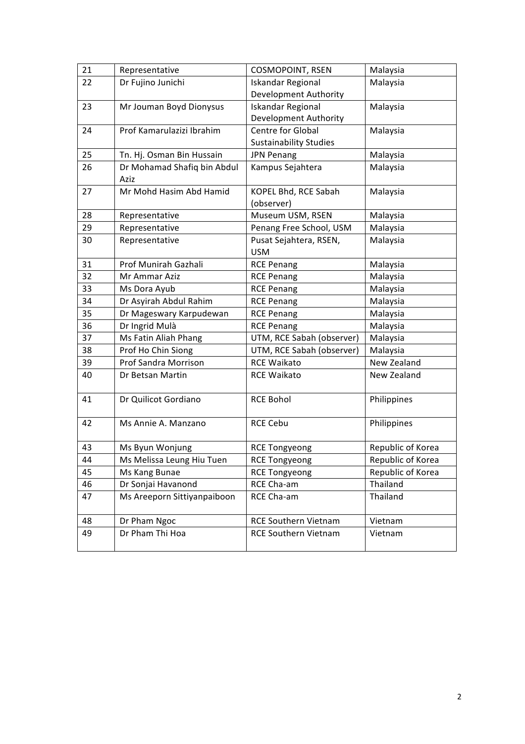| 21 | Representative | COSMOPOINT, RSEN | Malaysia |
|---|---|---|---|
| 22 | Dr Fujino Junichi | Iskandar Regional Development Authority | Malaysia |
| 23 | Mr Jouman Boyd Dionysus | Iskandar Regional Development Authority | Malaysia |
| 24 | Prof Kamarulazizi Ibrahim | Centre for Global Sustainability Studies | Malaysia |
| 25 | Tn. Hj. Osman Bin Hussain | JPN Penang | Malaysia |
| 26 | Dr Mohamad Shafiq bin Abdul Aziz | Kampus Sejahtera | Malaysia |
| 27 | Mr Mohd Hasim Abd Hamid | KOPEL Bhd, RCE Sabah (observer) | Malaysia |
| 28 | Representative | Museum USM, RSEN | Malaysia |
| 29 | Representative | Penang Free School, USM | Malaysia |
| 30 | Representative | Pusat Sejahtera, RSEN, USM | Malaysia |
| 31 | Prof Munirah Gazhali | RCE Penang | Malaysia |
| 32 | Mr Ammar Aziz | RCE Penang | Malaysia |
| 33 | Ms Dora Ayub | RCE Penang | Malaysia |
| 34 | Dr Asyirah Abdul Rahim | RCE Penang | Malaysia |
| 35 | Dr Mageswary Karpudewan | RCE Penang | Malaysia |
| 36 | Dr Ingrid Mulà | RCE Penang | Malaysia |
| 37 | Ms Fatin Aliah Phang | UTM, RCE Sabah (observer) | Malaysia |
| 38 | Prof Ho Chin Siong | UTM, RCE Sabah (observer) | Malaysia |
| 39 | Prof Sandra Morrison | RCE Waikato | New Zealand |
| 40 | Dr Betsan Martin | RCE Waikato | New Zealand |
| 41 | Dr Quilicot Gordiano | RCE Bohol | Philippines |
| 42 | Ms Annie A. Manzano | RCE Cebu | Philippines |
| 43 | Ms Byun Wonjung | RCE Tongyeong | Republic of Korea |
| 44 | Ms Melissa Leung Hiu Tuen | RCE Tongyeong | Republic of Korea |
| 45 | Ms Kang Bunae | RCE Tongyeong | Republic of Korea |
| 46 | Dr Sonjai Havanond | RCE Cha-am | Thailand |
| 47 | Ms Areeporn Sittiyanpaiboon | RCE Cha-am | Thailand |
| 48 | Dr Pham Ngoc | RCE Southern Vietnam | Vietnam |
| 49 | Dr Pham Thi Hoa | RCE Southern Vietnam | Vietnam |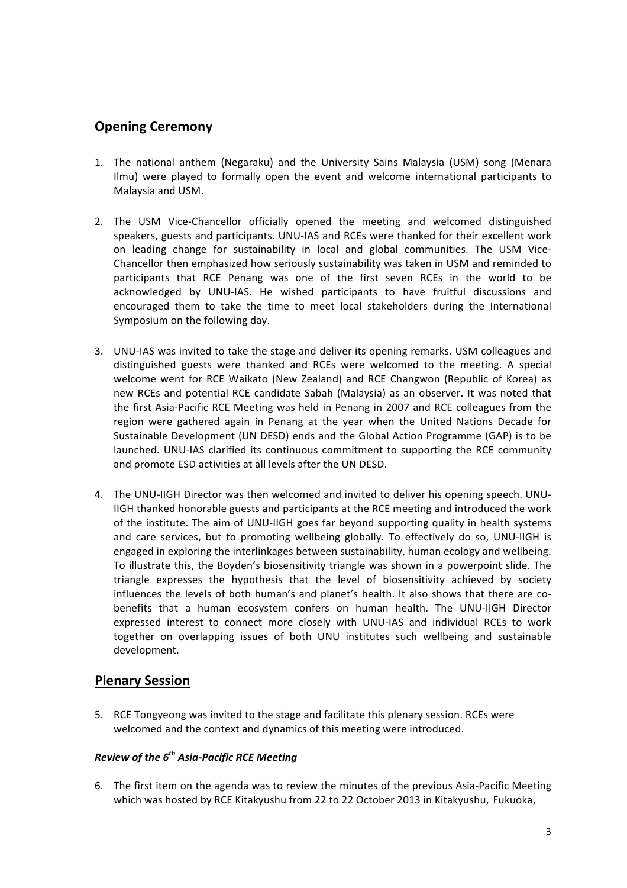## Opening Ceremony

1. The national anthem (Negaraku) and the University Sains Malaysia (USM) song (Menara Ilmu) were played to formally open the event and welcome international participants to Malaysia and USM.

2. The USM Vice-Chancellor officially opened the meeting and welcomed distinguished speakers, guests and participants. UNU-IAS and RCEs were thanked for their excellent work on leading change for sustainability in local and global communities. The USM Vice-Chancellor then emphasized how seriously sustainability was taken in USM and reminded to participants that RCE Penang was one of the first seven RCEs in the world to be acknowledged by UNU-IAS. He wished participants to have fruitful discussions and encouraged them to take the time to meet local stakeholders during the International Symposium on the following day.

3. UNU-IAS was invited to take the stage and deliver its opening remarks. USM colleagues and distinguished guests were thanked and RCEs were welcomed to the meeting. A special welcome went for RCE Waikato (New Zealand) and RCE Changwon (Republic of Korea) as new RCEs and potential RCE candidate Sabah (Malaysia) as an observer. It was noted that the first Asia-Pacific RCE Meeting was held in Penang in 2007 and RCE colleagues from the region were gathered again in Penang at the year when the United Nations Decade for Sustainable Development (UN DESD) ends and the Global Action Programme (GAP) is to be launched. UNU-IAS clarified its continuous commitment to supporting the RCE community and promote ESD activities at all levels after the UN DESD.

4. The UNU-IIGH Director was then welcomed and invited to deliver his opening speech. UNU-IIGH thanked honorable guests and participants at the RCE meeting and introduced the work of the institute. The aim of UNU-IIGH goes far beyond supporting quality in health systems and care services, but to promoting wellbeing globally. To effectively do so, UNU-IIGH is engaged in exploring the interlinkages between sustainability, human ecology and wellbeing. To illustrate this, the Boyden's biosensitivity triangle was shown in a powerpoint slide. The triangle expresses the hypothesis that the level of biosensitivity achieved by society influences the levels of both human's and planet's health. It also shows that there are co-benefits that a human ecosystem confers on human health. The UNU-IIGH Director expressed interest to connect more closely with UNU-IAS and individual RCEs to work together on overlapping issues of both UNU institutes such wellbeing and sustainable development.

## Plenary Session

5. RCE Tongyeong was invited to the stage and facilitate this plenary session. RCEs were welcomed and the context and dynamics of this meeting were introduced.

### *Review of the 6th Asia-Pacific RCE Meeting*

6. The first item on the agenda was to review the minutes of the previous Asia-Pacific Meeting which was hosted by RCE Kitakyushu from 22 to 22 October 2013 in Kitakyushu, Fukuoka,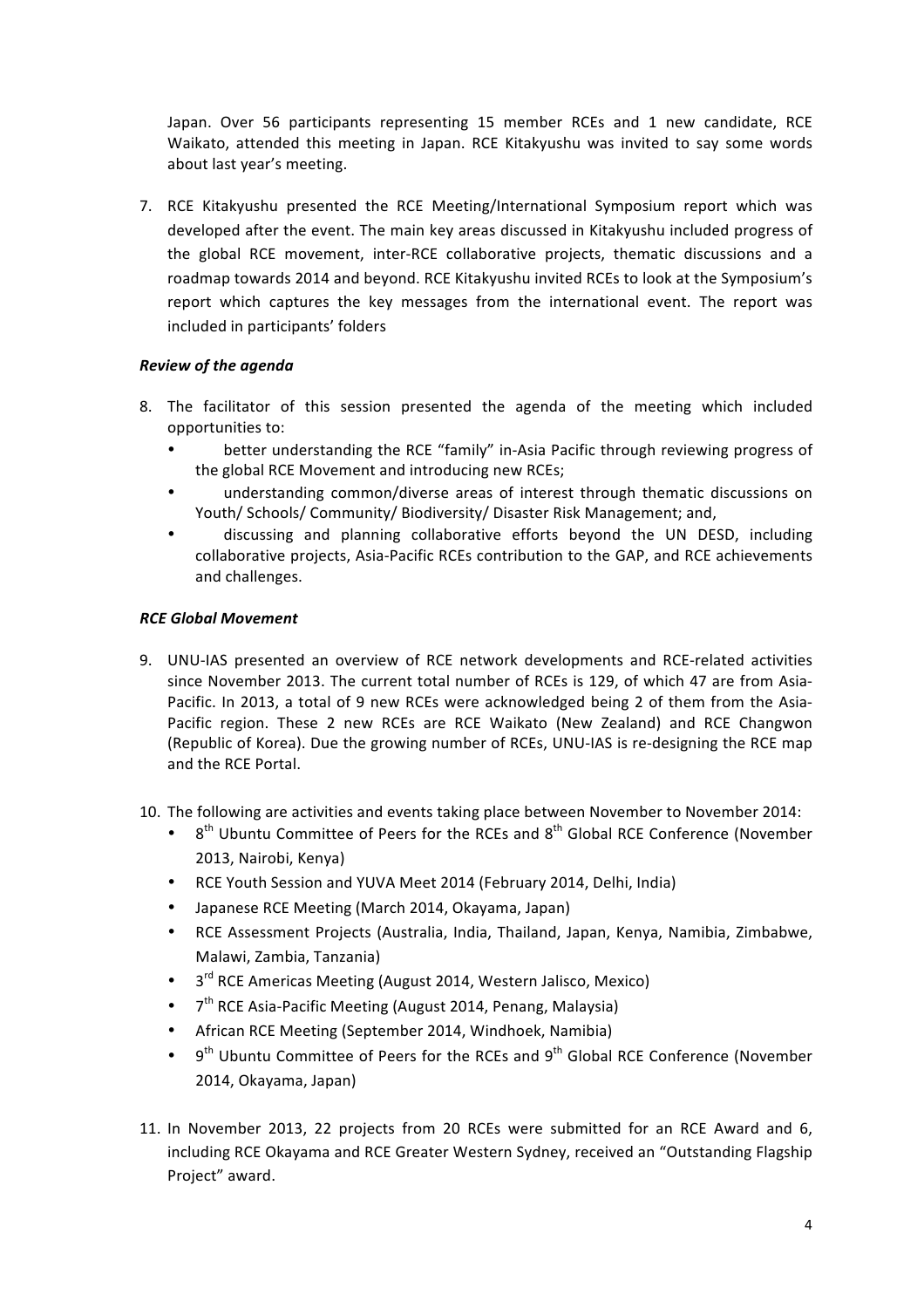Japan. Over 56 participants representing 15 member RCEs and 1 new candidate, RCE Waikato, attended this meeting in Japan. RCE Kitakyushu was invited to say some words about last year's meeting.

7. RCE Kitakyushu presented the RCE Meeting/International Symposium report which was developed after the event. The main key areas discussed in Kitakyushu included progress of the global RCE movement, inter-RCE collaborative projects, thematic discussions and a roadmap towards 2014 and beyond. RCE Kitakyushu invited RCEs to look at the Symposium's report which captures the key messages from the international event. The report was included in participants' folders

***Review of the agenda***

8. The facilitator of this session presented the agenda of the meeting which included opportunities to:
   - better understanding the RCE "family" in-Asia Pacific through reviewing progress of the global RCE Movement and introducing new RCEs;
   - understanding common/diverse areas of interest through thematic discussions on Youth/ Schools/ Community/ Biodiversity/ Disaster Risk Management; and,
   - discussing and planning collaborative efforts beyond the UN DESD, including collaborative projects, Asia-Pacific RCEs contribution to the GAP, and RCE achievements and challenges.

***RCE Global Movement***

9. UNU-IAS presented an overview of RCE network developments and RCE-related activities since November 2013. The current total number of RCEs is 129, of which 47 are from Asia-Pacific. In 2013, a total of 9 new RCEs were acknowledged being 2 of them from the Asia-Pacific region. These 2 new RCEs are RCE Waikato (New Zealand) and RCE Changwon (Republic of Korea). Due the growing number of RCEs, UNU-IAS is re-designing the RCE map and the RCE Portal.

10. The following are activities and events taking place between November to November 2014:
    - 8th Ubuntu Committee of Peers for the RCEs and 8th Global RCE Conference (November 2013, Nairobi, Kenya)
    - RCE Youth Session and YUVA Meet 2014 (February 2014, Delhi, India)
    - Japanese RCE Meeting (March 2014, Okayama, Japan)
    - RCE Assessment Projects (Australia, India, Thailand, Japan, Kenya, Namibia, Zimbabwe, Malawi, Zambia, Tanzania)
    - 3rd RCE Americas Meeting (August 2014, Western Jalisco, Mexico)
    - 7th RCE Asia-Pacific Meeting (August 2014, Penang, Malaysia)
    - African RCE Meeting (September 2014, Windhoek, Namibia)
    - 9th Ubuntu Committee of Peers for the RCEs and 9th Global RCE Conference (November 2014, Okayama, Japan)

11. In November 2013, 22 projects from 20 RCEs were submitted for an RCE Award and 6, including RCE Okayama and RCE Greater Western Sydney, received an "Outstanding Flagship Project" award.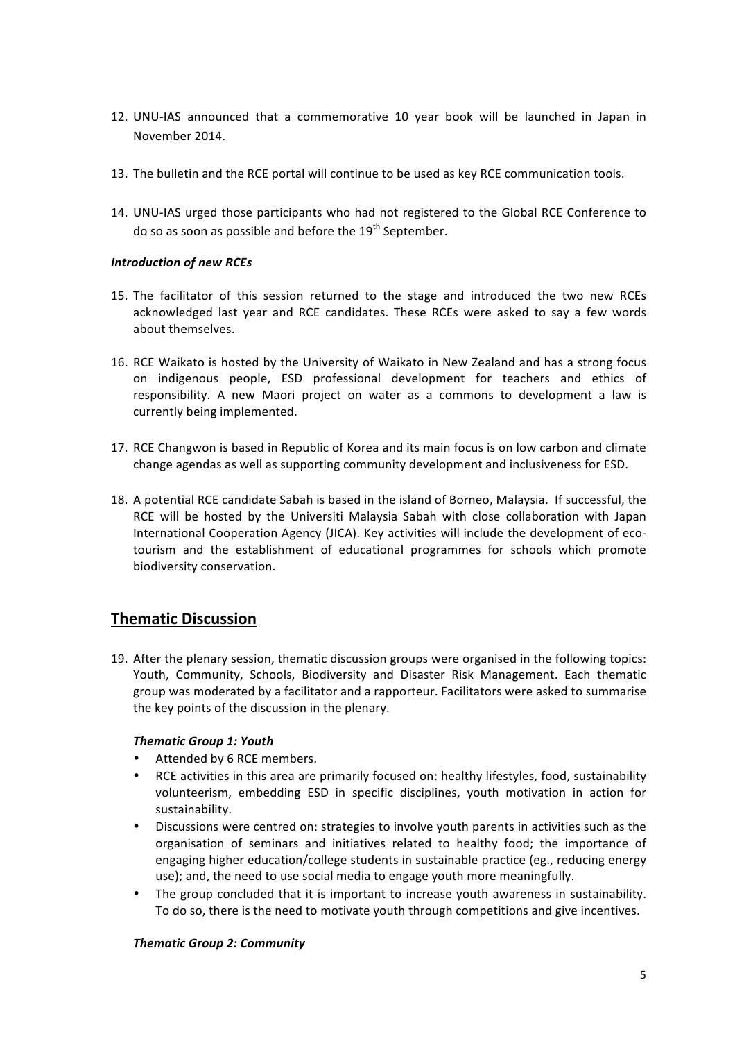12. UNU-IAS announced that a commemorative 10 year book will be launched in Japan in November 2014.

13. The bulletin and the RCE portal will continue to be used as key RCE communication tools.

14. UNU-IAS urged those participants who had not registered to the Global RCE Conference to do so as soon as possible and before the 19th September.

***Introduction of new RCEs***

15. The facilitator of this session returned to the stage and introduced the two new RCEs acknowledged last year and RCE candidates. These RCEs were asked to say a few words about themselves.

16. RCE Waikato is hosted by the University of Waikato in New Zealand and has a strong focus on indigenous people, ESD professional development for teachers and ethics of responsibility. A new Maori project on water as a commons to development a law is currently being implemented.

17. RCE Changwon is based in Republic of Korea and its main focus is on low carbon and climate change agendas as well as supporting community development and inclusiveness for ESD.

18. A potential RCE candidate Sabah is based in the island of Borneo, Malaysia. If successful, the RCE will be hosted by the Universiti Malaysia Sabah with close collaboration with Japan International Cooperation Agency (JICA). Key activities will include the development of eco-tourism and the establishment of educational programmes for schools which promote biodiversity conservation.

## Thematic Discussion

19. After the plenary session, thematic discussion groups were organised in the following topics: Youth, Community, Schools, Biodiversity and Disaster Risk Management. Each thematic group was moderated by a facilitator and a rapporteur. Facilitators were asked to summarise the key points of the discussion in the plenary.

***Thematic Group 1: Youth***

- Attended by 6 RCE members.
- RCE activities in this area are primarily focused on: healthy lifestyles, food, sustainability volunteerism, embedding ESD in specific disciplines, youth motivation in action for sustainability.
- Discussions were centred on: strategies to involve youth parents in activities such as the organisation of seminars and initiatives related to healthy food; the importance of engaging higher education/college students in sustainable practice (eg., reducing energy use); and, the need to use social media to engage youth more meaningfully.
- The group concluded that it is important to increase youth awareness in sustainability. To do so, there is the need to motivate youth through competitions and give incentives.

***Thematic Group 2: Community***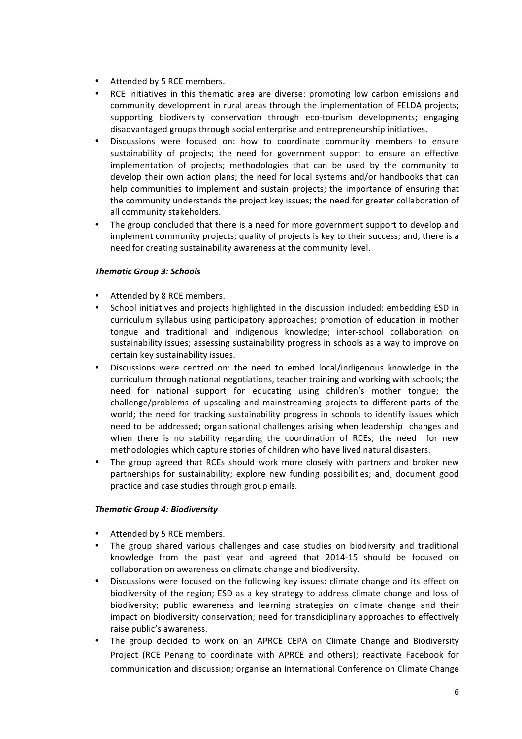- Attended by 5 RCE members.
- RCE initiatives in this thematic area are diverse: promoting low carbon emissions and community development in rural areas through the implementation of FELDA projects; supporting biodiversity conservation through eco-tourism developments; engaging disadvantaged groups through social enterprise and entrepreneurship initiatives.
- Discussions were focused on: how to coordinate community members to ensure sustainability of projects; the need for government support to ensure an effective implementation of projects; methodologies that can be used by the community to develop their own action plans; the need for local systems and/or handbooks that can help communities to implement and sustain projects; the importance of ensuring that the community understands the project key issues; the need for greater collaboration of all community stakeholders.
- The group concluded that there is a need for more government support to develop and implement community projects; quality of projects is key to their success; and, there is a need for creating sustainability awareness at the community level.

***Thematic Group 3: Schools***

- Attended by 8 RCE members.
- School initiatives and projects highlighted in the discussion included: embedding ESD in curriculum syllabus using participatory approaches; promotion of education in mother tongue and traditional and indigenous knowledge; inter-school collaboration on sustainability issues; assessing sustainability progress in schools as a way to improve on certain key sustainability issues.
- Discussions were centred on: the need to embed local/indigenous knowledge in the curriculum through national negotiations, teacher training and working with schools; the need for national support for educating using children's mother tongue; the challenge/problems of upscaling and mainstreaming projects to different parts of the world; the need for tracking sustainability progress in schools to identify issues which need to be addressed; organisational challenges arising when leadership changes and when there is no stability regarding the coordination of RCEs; the need for new methodologies which capture stories of children who have lived natural disasters.
- The group agreed that RCEs should work more closely with partners and broker new partnerships for sustainability; explore new funding possibilities; and, document good practice and case studies through group emails.

***Thematic Group 4: Biodiversity***

- Attended by 5 RCE members.
- The group shared various challenges and case studies on biodiversity and traditional knowledge from the past year and agreed that 2014-15 should be focused on collaboration on awareness on climate change and biodiversity.
- Discussions were focused on the following key issues: climate change and its effect on biodiversity of the region; ESD as a key strategy to address climate change and loss of biodiversity; public awareness and learning strategies on climate change and their impact on biodiversity conservation; need for transdiciplinary approaches to effectively raise public's awareness.
- The group decided to work on an APRCE CEPA on Climate Change and Biodiversity Project (RCE Penang to coordinate with APRCE and others); reactivate Facebook for communication and discussion; organise an International Conference on Climate Change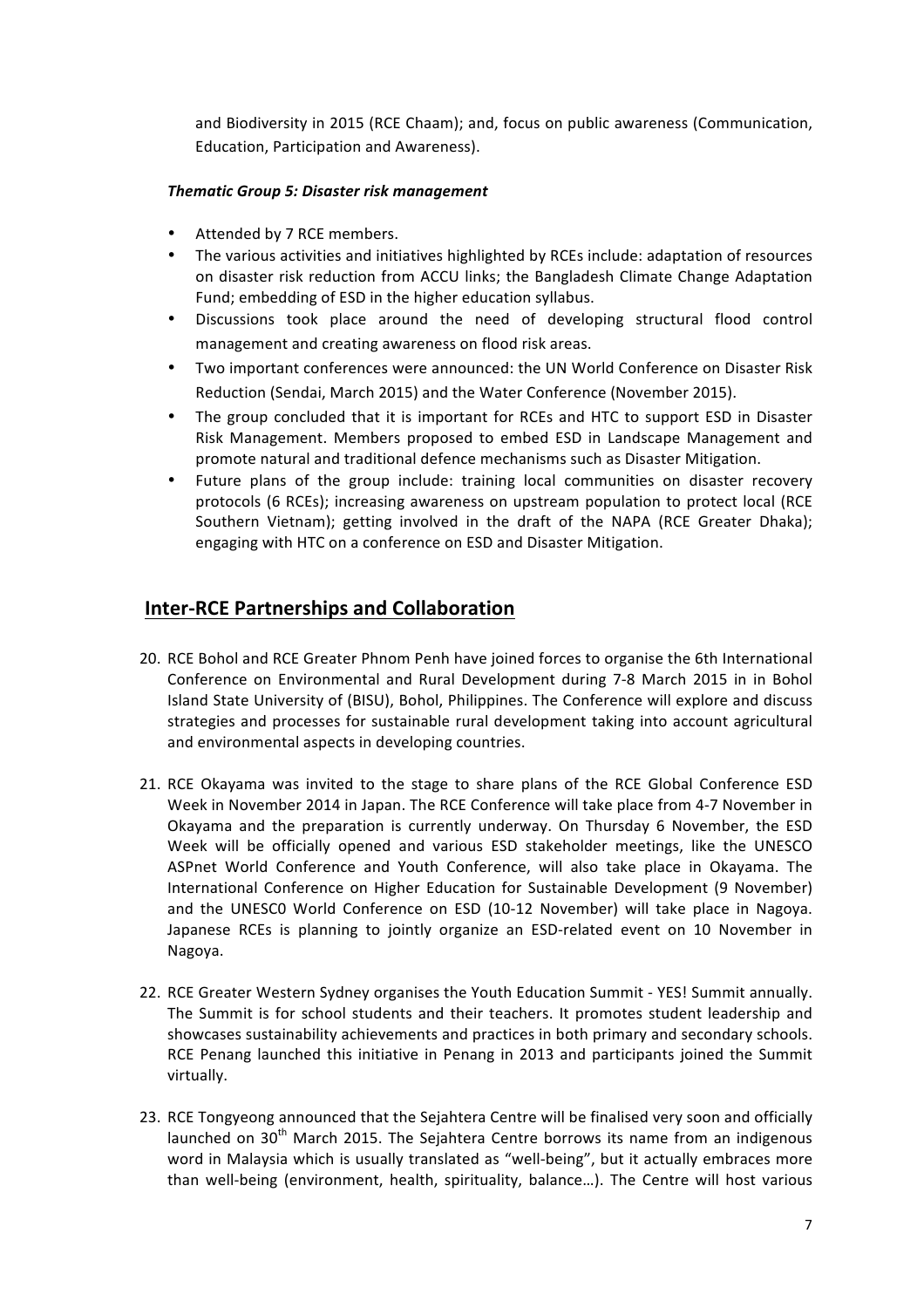and Biodiversity in 2015 (RCE Chaam); and, focus on public awareness (Communication, Education, Participation and Awareness).

***Thematic Group 5: Disaster risk management***

- Attended by 7 RCE members.
- The various activities and initiatives highlighted by RCEs include: adaptation of resources on disaster risk reduction from ACCU links; the Bangladesh Climate Change Adaptation Fund; embedding of ESD in the higher education syllabus.
- Discussions took place around the need of developing structural flood control management and creating awareness on flood risk areas.
- Two important conferences were announced: the UN World Conference on Disaster Risk Reduction (Sendai, March 2015) and the Water Conference (November 2015).
- The group concluded that it is important for RCEs and HTC to support ESD in Disaster Risk Management. Members proposed to embed ESD in Landscape Management and promote natural and traditional defence mechanisms such as Disaster Mitigation.
- Future plans of the group include: training local communities on disaster recovery protocols (6 RCEs); increasing awareness on upstream population to protect local (RCE Southern Vietnam); getting involved in the draft of the NAPA (RCE Greater Dhaka); engaging with HTC on a conference on ESD and Disaster Mitigation.

## Inter-RCE Partnerships and Collaboration

20. RCE Bohol and RCE Greater Phnom Penh have joined forces to organise the 6th International Conference on Environmental and Rural Development during 7-8 March 2015 in in Bohol Island State University of (BISU), Bohol, Philippines. The Conference will explore and discuss strategies and processes for sustainable rural development taking into account agricultural and environmental aspects in developing countries.

21. RCE Okayama was invited to the stage to share plans of the RCE Global Conference ESD Week in November 2014 in Japan. The RCE Conference will take place from 4-7 November in Okayama and the preparation is currently underway. On Thursday 6 November, the ESD Week will be officially opened and various ESD stakeholder meetings, like the UNESCO ASPnet World Conference and Youth Conference, will also take place in Okayama. The International Conference on Higher Education for Sustainable Development (9 November) and the UNESC0 World Conference on ESD (10-12 November) will take place in Nagoya. Japanese RCEs is planning to jointly organize an ESD-related event on 10 November in Nagoya.

22. RCE Greater Western Sydney organises the Youth Education Summit - YES! Summit annually. The Summit is for school students and their teachers. It promotes student leadership and showcases sustainability achievements and practices in both primary and secondary schools. RCE Penang launched this initiative in Penang in 2013 and participants joined the Summit virtually.

23. RCE Tongyeong announced that the Sejahtera Centre will be finalised very soon and officially launched on 30th March 2015. The Sejahtera Centre borrows its name from an indigenous word in Malaysia which is usually translated as "well-being", but it actually embraces more than well-being (environment, health, spirituality, balance…). The Centre will host various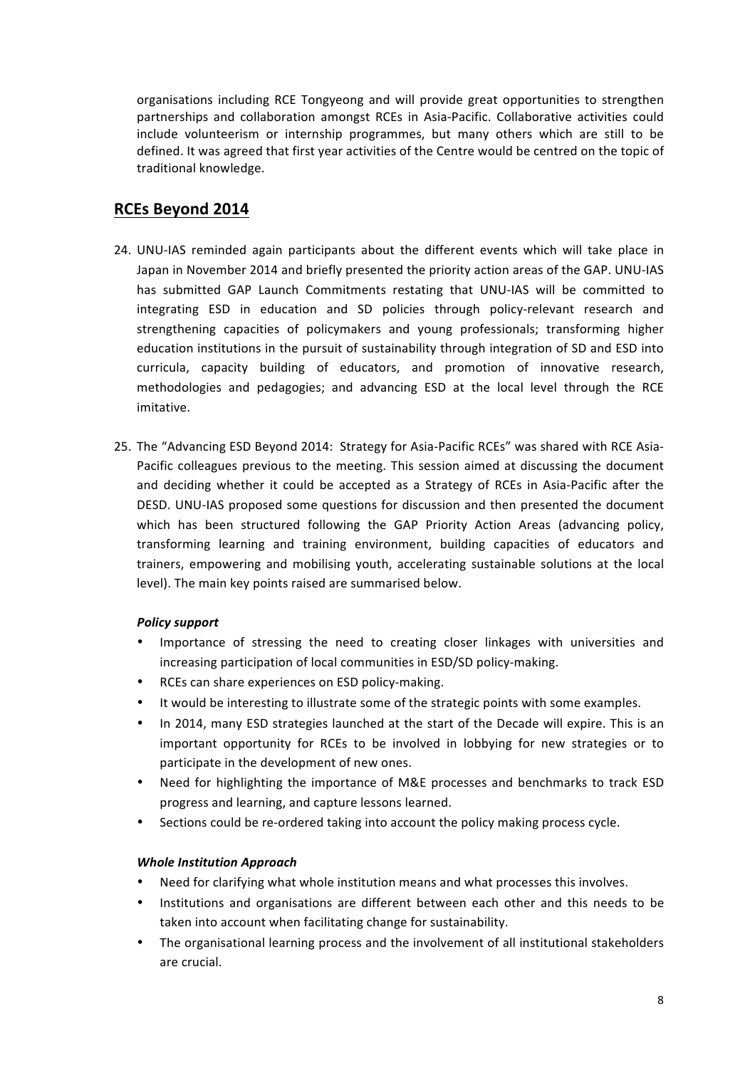organisations including RCE Tongyeong and will provide great opportunities to strengthen partnerships and collaboration amongst RCEs in Asia-Pacific. Collaborative activities could include volunteerism or internship programmes, but many others which are still to be defined. It was agreed that first year activities of the Centre would be centred on the topic of traditional knowledge.

## RCEs Beyond 2014

24. UNU-IAS reminded again participants about the different events which will take place in Japan in November 2014 and briefly presented the priority action areas of the GAP. UNU-IAS has submitted GAP Launch Commitments restating that UNU-IAS will be committed to integrating ESD in education and SD policies through policy-relevant research and strengthening capacities of policymakers and young professionals; transforming higher education institutions in the pursuit of sustainability through integration of SD and ESD into curricula, capacity building of educators, and promotion of innovative research, methodologies and pedagogies; and advancing ESD at the local level through the RCE imitative.

25. The "Advancing ESD Beyond 2014: Strategy for Asia-Pacific RCEs" was shared with RCE Asia-Pacific colleagues previous to the meeting. This session aimed at discussing the document and deciding whether it could be accepted as a Strategy of RCEs in Asia-Pacific after the DESD. UNU-IAS proposed some questions for discussion and then presented the document which has been structured following the GAP Priority Action Areas (advancing policy, transforming learning and training environment, building capacities of educators and trainers, empowering and mobilising youth, accelerating sustainable solutions at the local level). The main key points raised are summarised below.

***Policy support***

- Importance of stressing the need to creating closer linkages with universities and increasing participation of local communities in ESD/SD policy-making.
- RCEs can share experiences on ESD policy-making.
- It would be interesting to illustrate some of the strategic points with some examples.
- In 2014, many ESD strategies launched at the start of the Decade will expire. This is an important opportunity for RCEs to be involved in lobbying for new strategies or to participate in the development of new ones.
- Need for highlighting the importance of M&E processes and benchmarks to track ESD progress and learning, and capture lessons learned.
- Sections could be re-ordered taking into account the policy making process cycle.

***Whole Institution Approach***

- Need for clarifying what whole institution means and what processes this involves.
- Institutions and organisations are different between each other and this needs to be taken into account when facilitating change for sustainability.
- The organisational learning process and the involvement of all institutional stakeholders are crucial.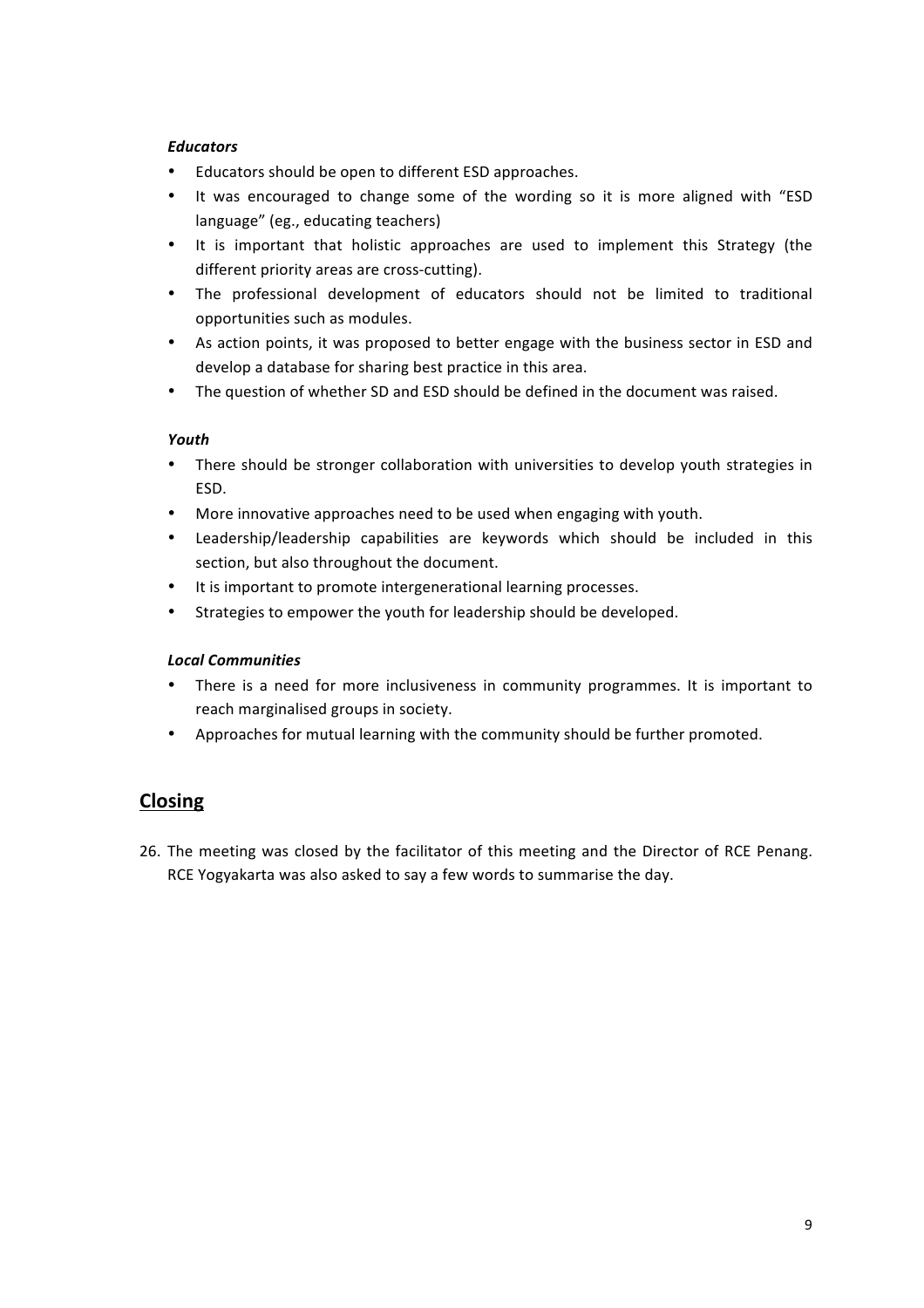***Educators***

- Educators should be open to different ESD approaches.
- It was encouraged to change some of the wording so it is more aligned with "ESD language" (eg., educating teachers)
- It is important that holistic approaches are used to implement this Strategy (the different priority areas are cross-cutting).
- The professional development of educators should not be limited to traditional opportunities such as modules.
- As action points, it was proposed to better engage with the business sector in ESD and develop a database for sharing best practice in this area.
- The question of whether SD and ESD should be defined in the document was raised.

***Youth***

- There should be stronger collaboration with universities to develop youth strategies in ESD.
- More innovative approaches need to be used when engaging with youth.
- Leadership/leadership capabilities are keywords which should be included in this section, but also throughout the document.
- It is important to promote intergenerational learning processes.
- Strategies to empower the youth for leadership should be developed.

***Local Communities***

- There is a need for more inclusiveness in community programmes. It is important to reach marginalised groups in society.
- Approaches for mutual learning with the community should be further promoted.

## Closing

26. The meeting was closed by the facilitator of this meeting and the Director of RCE Penang. RCE Yogyakarta was also asked to say a few words to summarise the day.